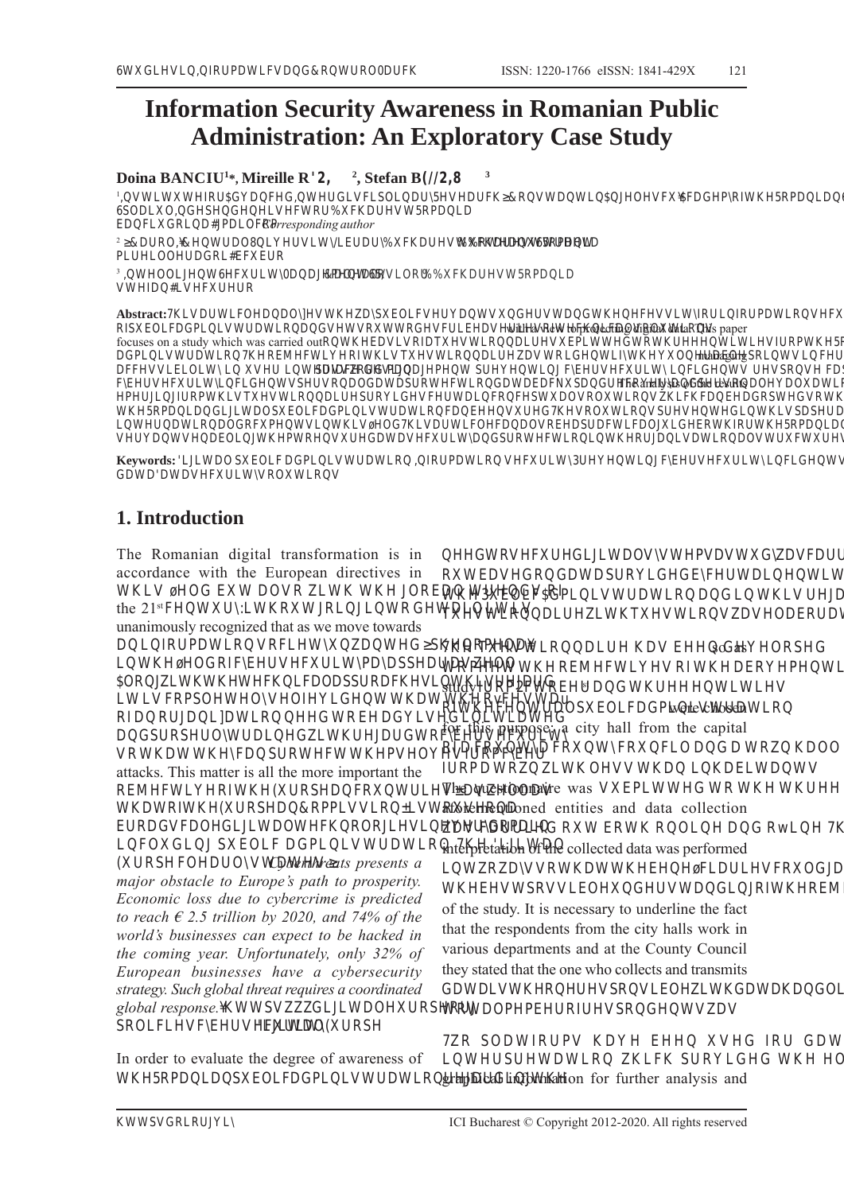# Information Security Awareness in Romanian Public Administration: An Exploratory Case Study

**Doina BANCIU[1]\*, Mireille R'2, [2], Stefan B(//2,8 [3]**

[1] ,QVWLWXWHIRU$GYDQFHG,QWHUGLVFLSOLQDU\5HVHDUFK≥&RQVWDQWLQ$JKHOHVFX¥$FDGHP\RIWKH5RPDQLDQ6 6SODLXO,QGHSHQGHQWHLVHFWRU%XFKDUHVW5RPDQLD
EDQFLXGRLQD#JPDLOFRP *Corresponding author*

[2] ≥&DUROL,¥&HQWUDO8QLYHUVLW\/LEUDU\%XFKDUHVW %RXOHYDUGXO(OLVDEHWD
PLUHLOOHUDGRL#EFXEUR

[3] ,QWHOOLJHQW6HFXULW\0DQDJHPHQW&DOHD)ORUHDVFD%XFKDUHVW5RPDQLD
VWHIDQ#LVHFXUHUR

**Abstract:** 7KLVDUWLFOHDQDO\]HVWKHD\SXEOLFVHUYDQWVXQGHUVWDQGWKHQHFHVVLW\IRULQIRUPDWLRQVHFX RISXEOLFDGPLQLVWUDWLRQDQGVHWVRXWWRGHVFULEHDV with a view to protecting data. This paper focuses on a study which was carried out RQWKHEDVLVRIDTXHVWLRQQDLUHDGPLQLVWHUHGWRWKHHPSOR\HHVIURPWKH5R DGPLQLVWUDWLRQ7KHREMHFWLYHRIWKLVTXHVWLRQQDLUHZDVWRLGHQWLI\WKHNH\HOHPHQWV managing... DFFHVVLELOLW\LQXVHU LQWHUDFWLRQ ... FIHUVHFXULW\LQFLGHQWVSHUVRQDOGDWDSURWHFWLRQDQGEDFNXSDQGUHVWRUDWLRQ ... The analysis of the results HPHUJLQJIURPWKLVTXHVWLRQQDLUHSURYLGHVFHUWDLQFRQFHSWXDOVROXWLRQVZKLFKFDQEHDGRSWHGRUWKH WKH5RPDQLDQGLJLWDOSXEOLFDGPLQLVWUDWLRQFDQEHLPSURYHG7KHVROXWLRQVSURSRVHGLQWKLVSD LQWHUQDWLRQDOGRFXPHQWVZKLOHWKLVDUWLFOHFDQDOVREHDSUDFWLFDOJXLGHEDFNZRUNIRUWKH5RPDQ VHUYDQWVHQDEOLQJWKHPWRHQVXUHGDWDVHFXULW\DQGSURWHFWLRQLQWKHRUJDQL]DWLRQDOVWUXFWXUHV

**Keywords:** 'LJLWDOSXEOLFDGPLQLVWUDWLRQ,QIRUPDWLRQVHFXULW\3UHYHQWLQJF\EHUVHFXULW\LQFLGHQWV GDWD'DWDVHFXULW\VROXWLRQV

## 1. Introduction

The Romanian digital transformation is in accordance with the European directives in WKLV ¿HOG EXW DOVR ZLWK WKH JOREDO WUHQGV RI the 21st FHQWXU\:LWKRXWJRLQJLQWRGHWDLOLWLV unanimously recognized that as we move towards DQLQIRUPDWLRQVRFLHW\LQZDQWHG≥SKHQRPHQD LQWKH¿HOGRIF\EHUVHFXULW\DSSHDUHGDVZHOO $ORQJZLWKWKHWHFKQLFDODSSURDFKHVLQWKLVUHJDUG LWLVFRPSOHWHO\VHOIHYLGHQWWKDWWKHVWDIIu RIDQRUJDQL]DWLRQQHHGWREHDGHTXDWHO\WUDLQHG DQGSURSHUO\WUDLQHGZLWKUHJDUGWRF\EHUVHFXULW\ VRWKDWWKH\FDQSURWHFWWKHPVHOYHVIURPF\EHU attacks. This matter is all the more important the REMHFWLYHRIWKH(XURSHDQFRXQWULHVLVWRJHWDOO WKDWRIWKH(XURSHDQ&RPPLVVLRQ±,VWR¿QDOL]H EURDGVFDOHGLJLWDOWHFKQRORJLHVLQHYHU\GRPDLQ LQFOXGLQJ SXEOLF DGPLQLVWUDWLRQ 7KH 'LJLWDO (XURSHHDUOLHUVWDWHG *"Cyberthreats presents a major obstacle to Europe's path to prosperity. Economic loss due to cybercrime is predicted to reach € 2.5 trillion by 2020, and 74% of the world's businesses can expect to be hacked in the coming year. Unfortunately, only 32% of European businesses have a cybersecurity strategy. Such global threat requires a coordinated global response."* KWWSVZZZGLJLWDOHXURSHHX SROLFLHVF\EHUVHFXULW\(XURSH

In order to evaluate the degree of awareness of WKH5RPDQLDQSXEOLFDGPLQLVWUDWLRQUHJDUGLQJWKH QHHGWRVHFXUHGLJLWDOV\VWHPVDVWXG\ZDVFDUULHG RXWEDVHGRQGDWDSURYLGHGE\FHUWDLQHQWLWLHV WKH3XEOLF$GPLQLVWUDWLRQDQGLQWKLVUHJDUG TXHVWLRQQDLUHZLWKTXHVWLRQVZDVHODERUDWHG

7KHTXHVWLRQQDLUHKDVEHHQGHYHORSHG so as WRPHHWWKHREMHFWLYHVRIWKHDERYHPHQWLRQHG study IURP2FWREHUDQGWKHHQWLWLHV RIWKHFHQWUDOSXEOLFDGPLQLVWUDWLRQ were chosen for this purpose: a city hall from the capital RIDFRXQW\DFRXQFLODQGDWRZQKDOO IURPDWRZQZLWKOHVVWKDQLQKDELWDQWV The questionnaire was VXEPLWWHGWRWKHWKUHH aforementioned entities and data collection ZDVFDUULHGRXWERWKRQOLQHDQGRIÀLQH7K interpretation of the collected data was performed LQWZRZD\VRWKDWWKHEHQH¿FLDULHVFRXOGJDLQ WKHEHVWSRVVLEOHXQGHUVWDQGLQJRIWKHREM of the study. It is necessary to underline the fact that the respondents from the city halls work in various departments and at the County Council they stated that the one who collects and transmits GDWDLVWKHRQHUHVSRQVLEOHZLWKGDWDKDQGOL WRWDOPHPEHURIUHVSRQGHQWVZDV

7ZR SODWIRUPV KDYH EHHQ XVHG IRU GDW LQWHUSUHWDWLRQ ZKLFK SURYLGHG WKH KR graphical information for further analysis and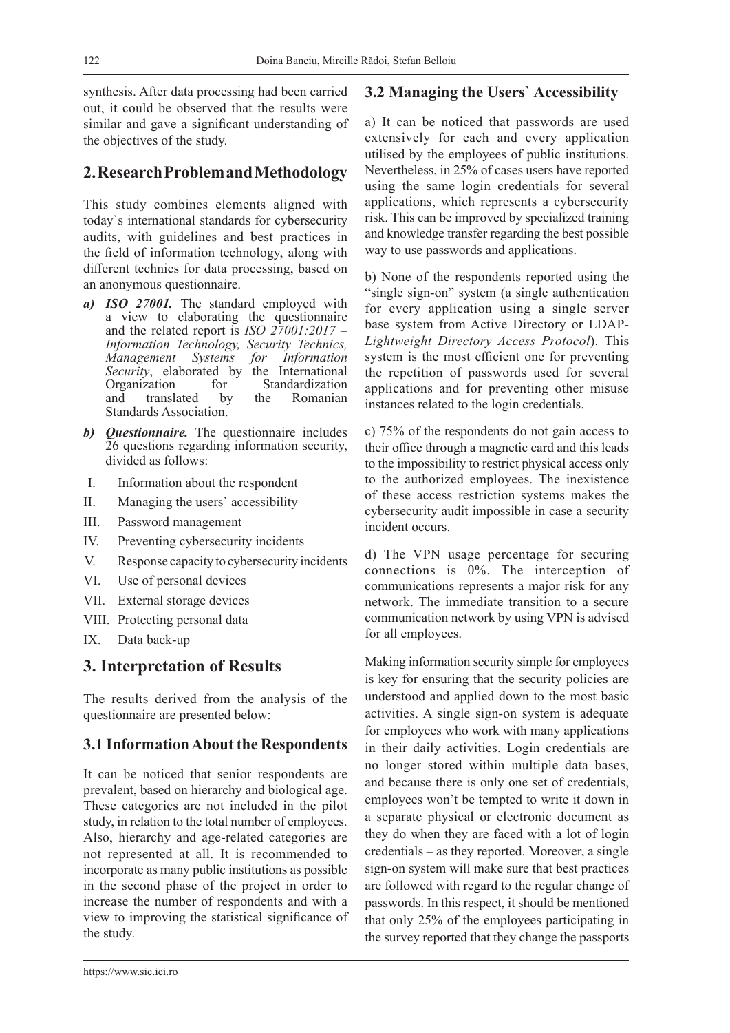synthesis. After data processing had been carried out, it could be observed that the results were similar and gave a significant understanding of the objectives of the study.

## 2. Research Problem and Methodology

This study combines elements aligned with today`s international standards for cybersecurity audits, with guidelines and best practices in the field of information technology, along with different technics for data processing, based on an anonymous questionnaire.

***a) ISO 27001.*** The standard employed with a view to elaborating the questionnaire and the related report is *ISO 27001:2017 – Information Technology, Security Technics, Management Systems for Information Security*, elaborated by the International Organization for Standardization and translated by the Romanian Standards Association.

***b) Questionnaire.*** The questionnaire includes 26 questions regarding information security, divided as follows:

I. Information about the respondent
II. Managing the users` accessibility
III. Password management
IV. Preventing cybersecurity incidents
V. Response capacity to cybersecurity incidents
VI. Use of personal devices
VII. External storage devices
VIII. Protecting personal data
IX. Data back-up

## 3. Interpretation of Results

The results derived from the analysis of the questionnaire are presented below:

### 3.1 Information About the Respondents

It can be noticed that senior respondents are prevalent, based on hierarchy and biological age. These categories are not included in the pilot study, in relation to the total number of employees. Also, hierarchy and age-related categories are not represented at all. It is recommended to incorporate as many public institutions as possible in the second phase of the project in order to increase the number of respondents and with a view to improving the statistical significance of the study.

### 3.2 Managing the Users` Accessibility

a) It can be noticed that passwords are used extensively for each and every application utilised by the employees of public institutions. Nevertheless, in 25% of cases users have reported using the same login credentials for several applications, which represents a cybersecurity risk. This can be improved by specialized training and knowledge transfer regarding the best possible way to use passwords and applications.

b) None of the respondents reported using the "single sign-on" system (a single authentication for every application using a single server base system from Active Directory or LDAP-*Lightweight Directory Access Protocol*). This system is the most efficient one for preventing the repetition of passwords used for several applications and for preventing other misuse instances related to the login credentials.

c) 75% of the respondents do not gain access to their office through a magnetic card and this leads to the impossibility to restrict physical access only to the authorized employees. The inexistence of these access restriction systems makes the cybersecurity audit impossible in case a security incident occurs.

d) The VPN usage percentage for securing connections is 0%. The interception of communications represents a major risk for any network. The immediate transition to a secure communication network by using VPN is advised for all employees.

Making information security simple for employees is key for ensuring that the security policies are understood and applied down to the most basic activities. A single sign-on system is adequate for employees who work with many applications in their daily activities. Login credentials are no longer stored within multiple data bases, and because there is only one set of credentials, employees won't be tempted to write it down in a separate physical or electronic document as they do when they are faced with a lot of login credentials – as they reported. Moreover, a single sign-on system will make sure that best practices are followed with regard to the regular change of passwords. In this respect, it should be mentioned that only 25% of the employees participating in the survey reported that they change the passports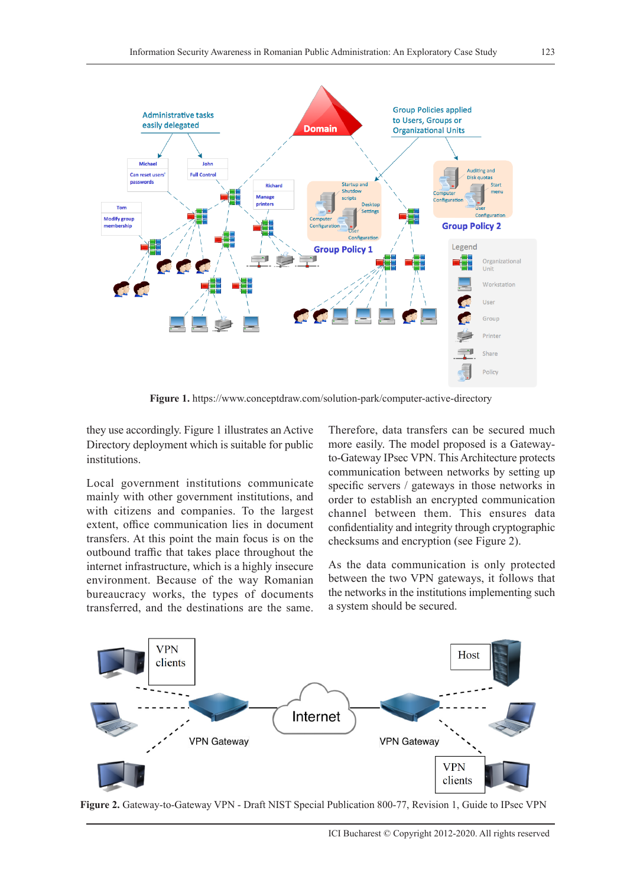**Figure 1.** https://www.conceptdraw.com/solution-park/computer-active-directory

they use accordingly. Figure 1 illustrates an Active Directory deployment which is suitable for public institutions.

Local government institutions communicate mainly with other government institutions, and with citizens and companies. To the largest extent, office communication lies in document transfers. At this point the main focus is on the outbound traffic that takes place throughout the internet infrastructure, which is a highly insecure environment. Because of the way Romanian bureaucracy works, the types of documents transferred, and the destinations are the same. Therefore, data transfers can be secured much more easily. The model proposed is a Gateway-to-Gateway IPsec VPN. This Architecture protects communication between networks by setting up specific servers / gateways in those networks in order to establish an encrypted communication channel between them. This ensures data confidentiality and integrity through cryptographic checksums and encryption (see Figure 2).

As the data communication is only protected between the two VPN gateways, it follows that the networks in the institutions implementing such a system should be secured.

**Figure 2.** Gateway-to-Gateway VPN - Draft NIST Special Publication 800-77, Revision 1, Guide to IPsec VPN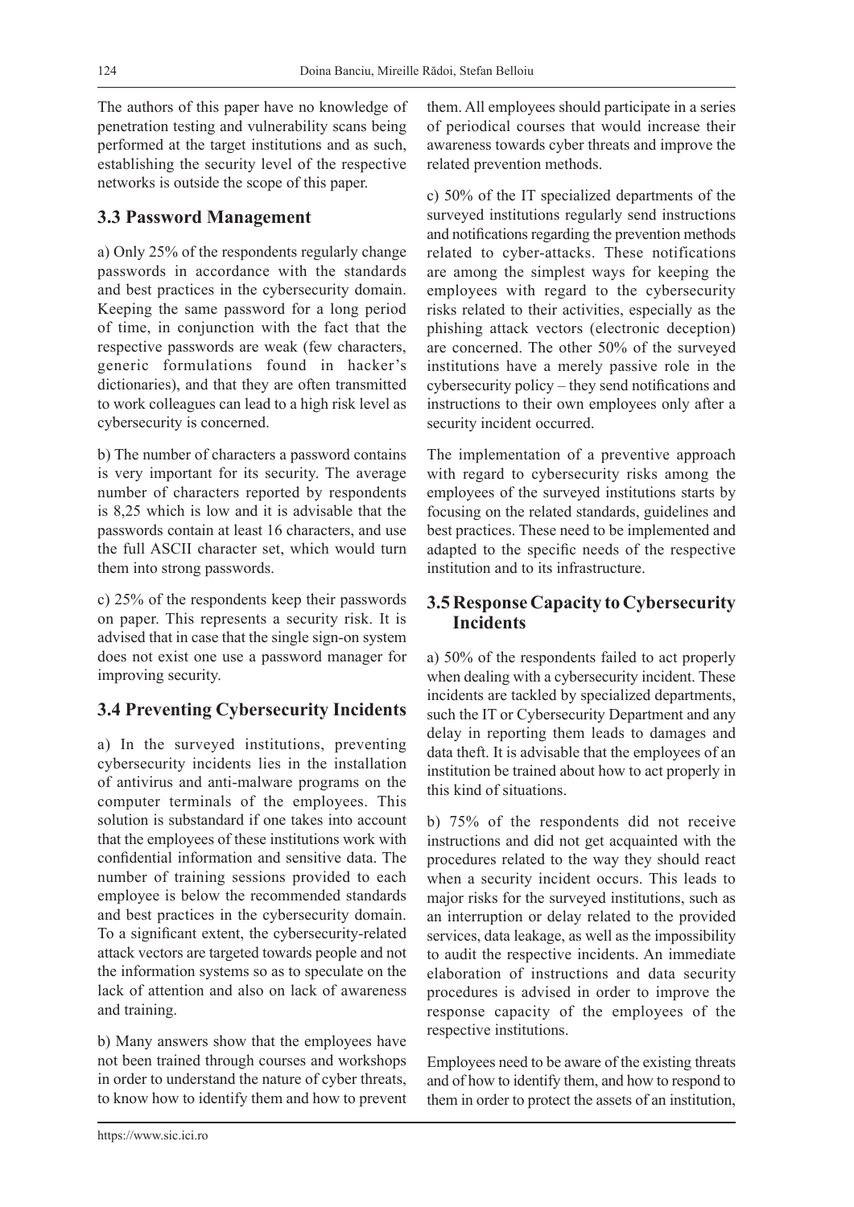The authors of this paper have no knowledge of penetration testing and vulnerability scans being performed at the target institutions and as such, establishing the security level of the respective networks is outside the scope of this paper.

### 3.3 Password Management

a) Only 25% of the respondents regularly change passwords in accordance with the standards and best practices in the cybersecurity domain. Keeping the same password for a long period of time, in conjunction with the fact that the respective passwords are weak (few characters, generic formulations found in hacker's dictionaries), and that they are often transmitted to work colleagues can lead to a high risk level as cybersecurity is concerned.

b) The number of characters a password contains is very important for its security. The average number of characters reported by respondents is 8,25 which is low and it is advisable that the passwords contain at least 16 characters, and use the full ASCII character set, which would turn them into strong passwords.

c) 25% of the respondents keep their passwords on paper. This represents a security risk. It is advised that in case that the single sign-on system does not exist one use a password manager for improving security.

### 3.4 Preventing Cybersecurity Incidents

a) In the surveyed institutions, preventing cybersecurity incidents lies in the installation of antivirus and anti-malware programs on the computer terminals of the employees. This solution is substandard if one takes into account that the employees of these institutions work with confidential information and sensitive data. The number of training sessions provided to each employee is below the recommended standards and best practices in the cybersecurity domain. To a significant extent, the cybersecurity-related attack vectors are targeted towards people and not the information systems so as to speculate on the lack of attention and also on lack of awareness and training.

b) Many answers show that the employees have not been trained through courses and workshops in order to understand the nature of cyber threats, to know how to identify them and how to prevent them. All employees should participate in a series of periodical courses that would increase their awareness towards cyber threats and improve the related prevention methods.

c) 50% of the IT specialized departments of the surveyed institutions regularly send instructions and notifications regarding the prevention methods related to cyber-attacks. These notifications are among the simplest ways for keeping the employees with regard to the cybersecurity risks related to their activities, especially as the phishing attack vectors (electronic deception) are concerned. The other 50% of the surveyed institutions have a merely passive role in the cybersecurity policy – they send notifications and instructions to their own employees only after a security incident occurred.

The implementation of a preventive approach with regard to cybersecurity risks among the employees of the surveyed institutions starts by focusing on the related standards, guidelines and best practices. These need to be implemented and adapted to the specific needs of the respective institution and to its infrastructure.

### 3.5 Response Capacity to Cybersecurity Incidents

a) 50% of the respondents failed to act properly when dealing with a cybersecurity incident. These incidents are tackled by specialized departments, such the IT or Cybersecurity Department and any delay in reporting them leads to damages and data theft. It is advisable that the employees of an institution be trained about how to act properly in this kind of situations.

b) 75% of the respondents did not receive instructions and did not get acquainted with the procedures related to the way they should react when a security incident occurs. This leads to major risks for the surveyed institutions, such as an interruption or delay related to the provided services, data leakage, as well as the impossibility to audit the respective incidents. An immediate elaboration of instructions and data security procedures is advised in order to improve the response capacity of the employees of the respective institutions.

Employees need to be aware of the existing threats and of how to identify them, and how to respond to them in order to protect the assets of an institution,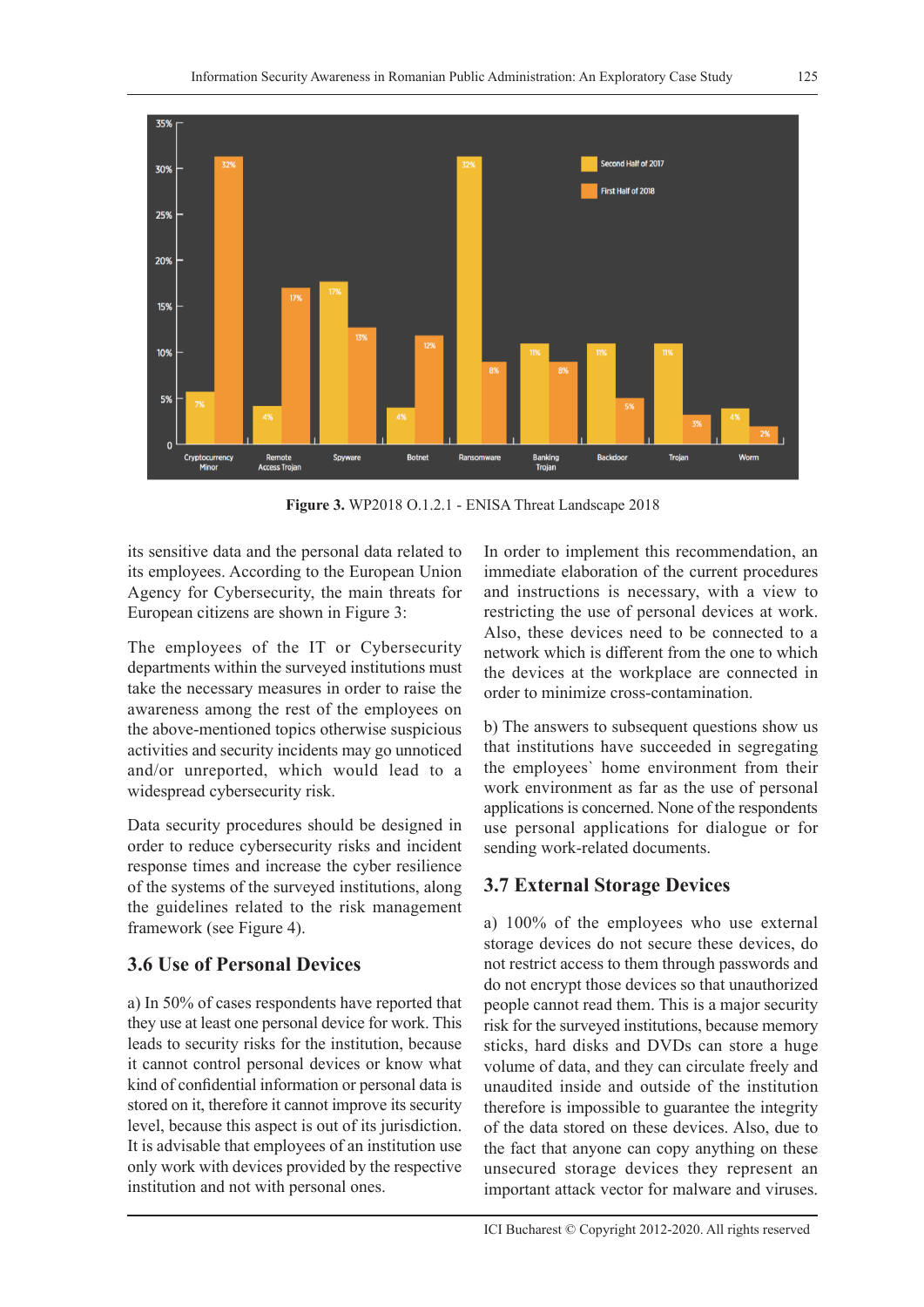**Figure 3.** WP2018 O.1.2.1 - ENISA Threat Landscape 2018

its sensitive data and the personal data related to its employees. According to the European Union Agency for Cybersecurity, the main threats for European citizens are shown in Figure 3:

The employees of the IT or Cybersecurity departments within the surveyed institutions must take the necessary measures in order to raise the awareness among the rest of the employees on the above-mentioned topics otherwise suspicious activities and security incidents may go unnoticed and/or unreported, which would lead to a widespread cybersecurity risk.

Data security procedures should be designed in order to reduce cybersecurity risks and incident response times and increase the cyber resilience of the systems of the surveyed institutions, along the guidelines related to the risk management framework (see Figure 4).

## 3.6 Use of Personal Devices

a) In 50% of cases respondents have reported that they use at least one personal device for work. This leads to security risks for the institution, because it cannot control personal devices or know what kind of confidential information or personal data is stored on it, therefore it cannot improve its security level, because this aspect is out of its jurisdiction. It is advisable that employees of an institution use only work with devices provided by the respective institution and not with personal ones.

In order to implement this recommendation, an immediate elaboration of the current procedures and instructions is necessary, with a view to restricting the use of personal devices at work. Also, these devices need to be connected to a network which is different from the one to which the devices at the workplace are connected in order to minimize cross-contamination.

b) The answers to subsequent questions show us that institutions have succeeded in segregating the employees` home environment from their work environment as far as the use of personal applications is concerned. None of the respondents use personal applications for dialogue or for sending work-related documents.

## 3.7 External Storage Devices

a) 100% of the employees who use external storage devices do not secure these devices, do not restrict access to them through passwords and do not encrypt those devices so that unauthorized people cannot read them. This is a major security risk for the surveyed institutions, because memory sticks, hard disks and DVDs can store a huge volume of data, and they can circulate freely and unaudited inside and outside of the institution therefore is impossible to guarantee the integrity of the data stored on these devices. Also, due to the fact that anyone can copy anything on these unsecured storage devices they represent an important attack vector for malware and viruses.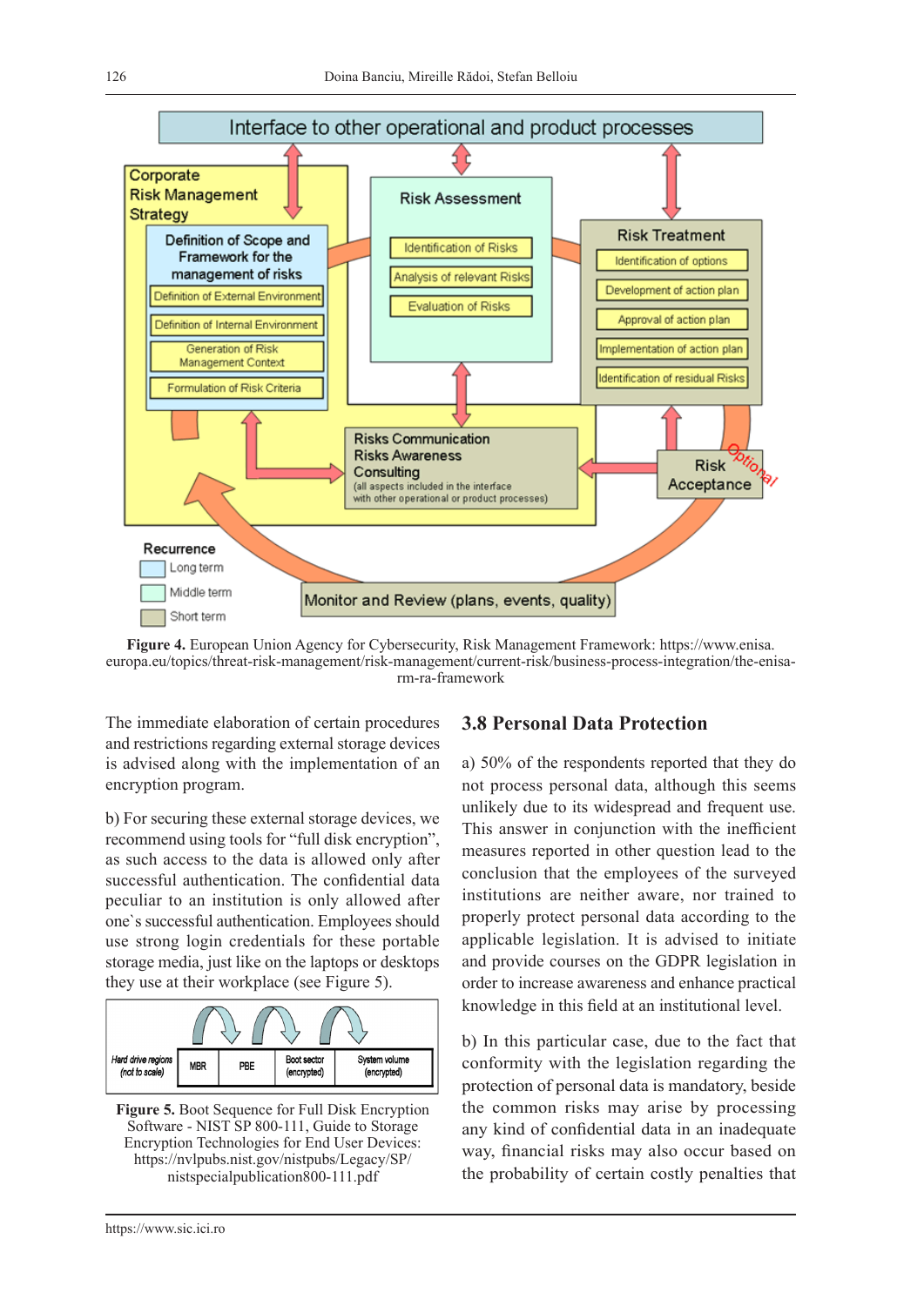Figure 4. European Union Agency for Cybersecurity, Risk Management Framework: https://www.enisa.europa.eu/topics/threat-risk-management/risk-management/current-risk/business-process-integration/the-enisa-rm-ra-framework

The immediate elaboration of certain procedures and restrictions regarding external storage devices is advised along with the implementation of an encryption program.

b) For securing these external storage devices, we recommend using tools for "full disk encryption", as such access to the data is allowed only after successful authentication. The confidential data peculiar to an institution is only allowed after one`s successful authentication. Employees should use strong login credentials for these portable storage media, just like on the laptops or desktops they use at their workplace (see Figure 5).

Figure 5. Boot Sequence for Full Disk Encryption Software - NIST SP 800-111, Guide to Storage Encryption Technologies for End User Devices: https://nvlpubs.nist.gov/nistpubs/Legacy/SP/nistspecialpublication800-111.pdf

## 3.8 Personal Data Protection

a) 50% of the respondents reported that they do not process personal data, although this seems unlikely due to its widespread and frequent use. This answer in conjunction with the inefficient measures reported in other question lead to the conclusion that the employees of the surveyed institutions are neither aware, nor trained to properly protect personal data according to the applicable legislation. It is advised to initiate and provide courses on the GDPR legislation in order to increase awareness and enhance practical knowledge in this field at an institutional level.

b) In this particular case, due to the fact that conformity with the legislation regarding the protection of personal data is mandatory, beside the common risks may arise by processing any kind of confidential data in an inadequate way, financial risks may also occur based on the probability of certain costly penalties that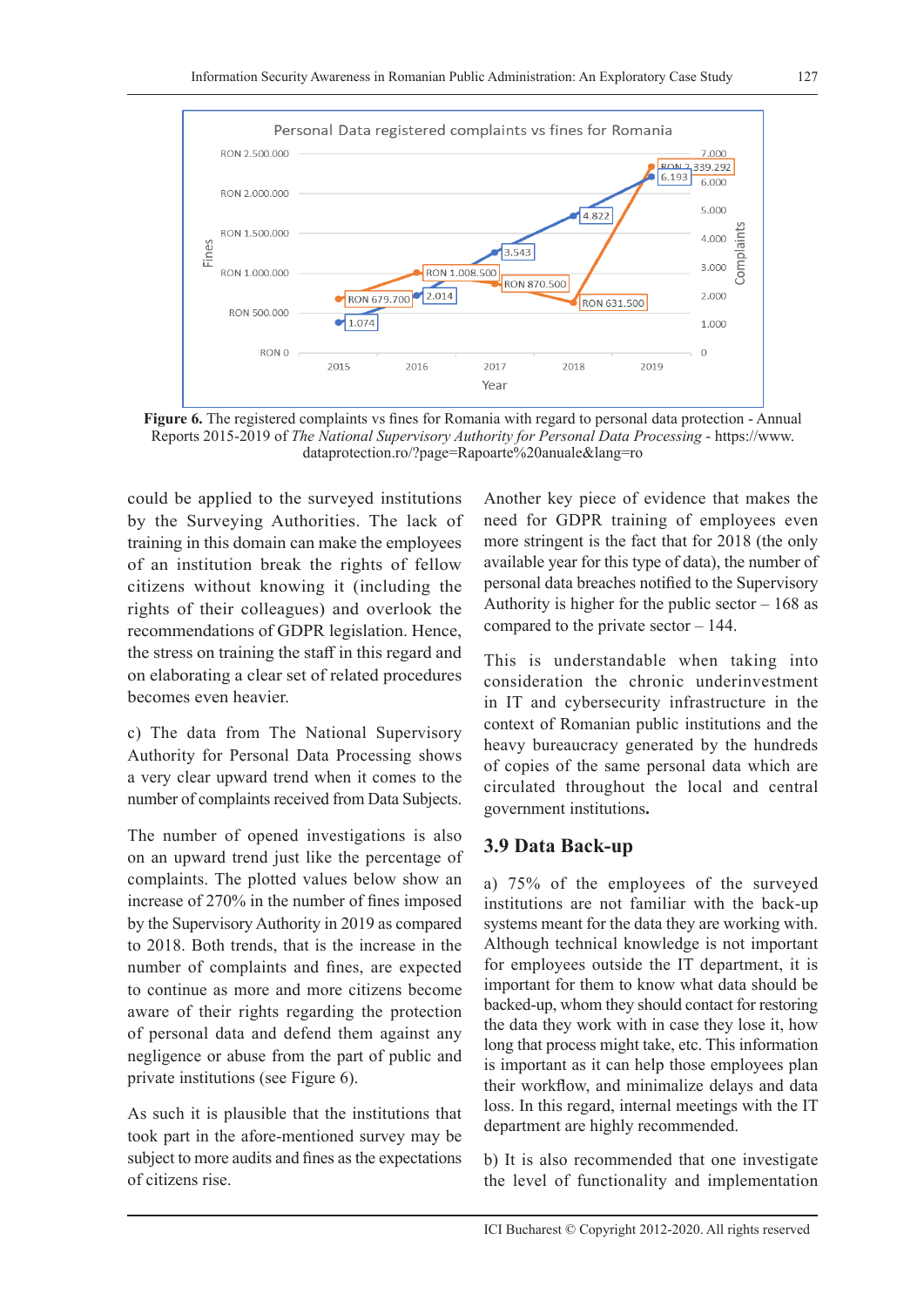Personal Data registered complaints vs fines for Romania

**Figure 6.** The registered complaints vs fines for Romania with regard to personal data protection - Annual Reports 2015-2019 of *The National Supervisory Authority for Personal Data Processing* - https://www.dataprotection.ro/?page=Rapoarte%20anuale&lang=ro

could be applied to the surveyed institutions by the Surveying Authorities. The lack of training in this domain can make the employees of an institution break the rights of fellow citizens without knowing it (including the rights of their colleagues) and overlook the recommendations of GDPR legislation. Hence, the stress on training the staff in this regard and on elaborating a clear set of related procedures becomes even heavier.

c) The data from The National Supervisory Authority for Personal Data Processing shows a very clear upward trend when it comes to the number of complaints received from Data Subjects.

The number of opened investigations is also on an upward trend just like the percentage of complaints. The plotted values below show an increase of 270% in the number of fines imposed by the Supervisory Authority in 2019 as compared to 2018. Both trends, that is the increase in the number of complaints and fines, are expected to continue as more and more citizens become aware of their rights regarding the protection of personal data and defend them against any negligence or abuse from the part of public and private institutions (see Figure 6).

As such it is plausible that the institutions that took part in the afore-mentioned survey may be subject to more audits and fines as the expectations of citizens rise.

Another key piece of evidence that makes the need for GDPR training of employees even more stringent is the fact that for 2018 (the only available year for this type of data), the number of personal data breaches notified to the Supervisory Authority is higher for the public sector – 168 as compared to the private sector – 144.

This is understandable when taking into consideration the chronic underinvestment in IT and cybersecurity infrastructure in the context of Romanian public institutions and the heavy bureaucracy generated by the hundreds of copies of the same personal data which are circulated throughout the local and central government institutions**.**

## 3.9 Data Back-up

a) 75% of the employees of the surveyed institutions are not familiar with the back-up systems meant for the data they are working with. Although technical knowledge is not important for employees outside the IT department, it is important for them to know what data should be backed-up, whom they should contact for restoring the data they work with in case they lose it, how long that process might take, etc. This information is important as it can help those employees plan their workflow, and minimalize delays and data loss. In this regard, internal meetings with the IT department are highly recommended.

b) It is also recommended that one investigate the level of functionality and implementation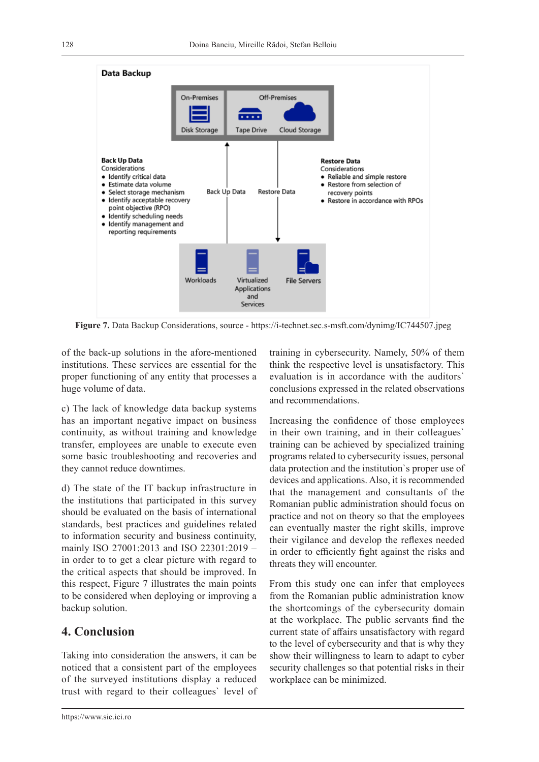Figure 7. Data Backup Considerations, source - https://i-technet.sec.s-msft.com/dynimg/IC744507.jpeg

of the back-up solutions in the afore-mentioned institutions. These services are essential for the proper functioning of any entity that processes a huge volume of data.

c) The lack of knowledge data backup systems has an important negative impact on business continuity, as without training and knowledge transfer, employees are unable to execute even some basic troubleshooting and recoveries and they cannot reduce downtimes.

d) The state of the IT backup infrastructure in the institutions that participated in this survey should be evaluated on the basis of international standards, best practices and guidelines related to information security and business continuity, mainly ISO 27001:2013 and ISO 22301:2019 – in order to to get a clear picture with regard to the critical aspects that should be improved. In this respect, Figure 7 illustrates the main points to be considered when deploying or improving a backup solution.

## 4. Conclusion

Taking into consideration the answers, it can be noticed that a consistent part of the employees of the surveyed institutions display a reduced trust with regard to their colleagues` level of training in cybersecurity. Namely, 50% of them think the respective level is unsatisfactory. This evaluation is in accordance with the auditors` conclusions expressed in the related observations and recommendations.

Increasing the confidence of those employees in their own training, and in their colleagues` training can be achieved by specialized training programs related to cybersecurity issues, personal data protection and the institution`s proper use of devices and applications. Also, it is recommended that the management and consultants of the Romanian public administration should focus on practice and not on theory so that the employees can eventually master the right skills, improve their vigilance and develop the reflexes needed in order to efficiently fight against the risks and threats they will encounter.

From this study one can infer that employees from the Romanian public administration know the shortcomings of the cybersecurity domain at the workplace. The public servants find the current state of affairs unsatisfactory with regard to the level of cybersecurity and that is why they show their willingness to learn to adapt to cyber security challenges so that potential risks in their workplace can be minimized.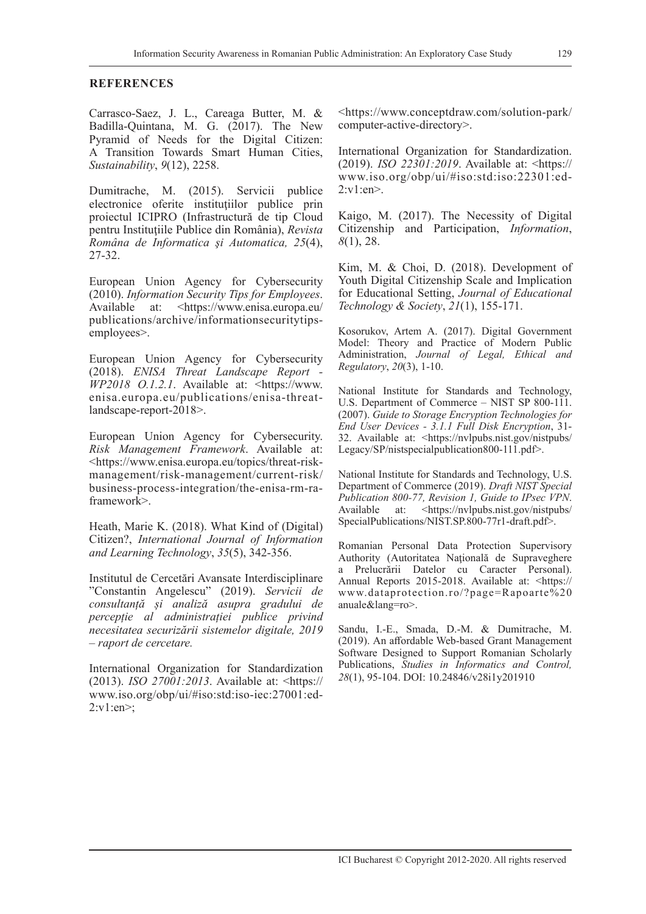## REFERENCES

Carrasco-Saez, J. L., Careaga Butter, M. & Badilla-Quintana, M. G. (2017). The New Pyramid of Needs for the Digital Citizen: A Transition Towards Smart Human Cities, *Sustainability*, *9*(12), 2258.

Dumitrache, M. (2015). Servicii publice electronice oferite instituţiilor publice prin proiectul ICIPRO (Infrastructură de tip Cloud pentru Instituţiile Publice din România), *Revista Româna de Informatica şi Automatica, 25*(4), 27-32.

European Union Agency for Cybersecurity (2010). *Information Security Tips for Employees*. Available at: <https://www.enisa.europa.eu/publications/archive/informationsecuritytips-employees>.

European Union Agency for Cybersecurity (2018). *ENISA Threat Landscape Report - WP2018 O.1.2.1*. Available at: <https://www.enisa.europa.eu/publications/enisa-threat-landscape-report-2018>.

European Union Agency for Cybersecurity. *Risk Management Framework*. Available at: <https://www.enisa.europa.eu/topics/threat-risk-management/risk-management/current-risk/business-process-integration/the-enisa-rm-ra-framework>.

Heath, Marie K. (2018). What Kind of (Digital) Citizen?, *International Journal of Information and Learning Technology*, *35*(5), 342-356.

Institutul de Cercetări Avansate Interdisciplinare "Constantin Angelescu" (2019). *Servicii de consultanță și analiză asupra gradului de percepție al administrației publice privind necesitatea securizării sistemelor digitale, 2019 – raport de cercetare.*

International Organization for Standardization (2013). *ISO 27001:2013*. Available at: <https://www.iso.org/obp/ui/#iso:std:iso-iec:27001:ed-2:v1:en>; <https://www.conceptdraw.com/solution-park/computer-active-directory>.

International Organization for Standardization. (2019). *ISO 22301:2019*. Available at: <https://www.iso.org/obp/ui/#iso:std:iso:22301:ed-2:v1:en>.

Kaigo, M. (2017). The Necessity of Digital Citizenship and Participation, *Information*, *8*(1), 28.

Kim, M. & Choi, D. (2018). Development of Youth Digital Citizenship Scale and Implication for Educational Setting, *Journal of Educational Technology & Society*, *21*(1), 155-171.

Kosorukov, Artem A. (2017). Digital Government Model: Theory and Practice of Modern Public Administration, *Journal of Legal, Ethical and Regulatory*, *20*(3), 1-10.

National Institute for Standards and Technology, U.S. Department of Commerce – NIST SP 800-111. (2007). *Guide to Storage Encryption Technologies for End User Devices - 3.1.1 Full Disk Encryption*, 31-32. Available at: <https://nvlpubs.nist.gov/nistpubs/Legacy/SP/nistspecialpublication800-111.pdf>.

National Institute for Standards and Technology, U.S. Department of Commerce (2019). *Draft NIST Special Publication 800-77, Revision 1, Guide to IPsec VPN*. Available at: <https://nvlpubs.nist.gov/nistpubs/SpecialPublications/NIST.SP.800-77r1-draft.pdf>.

Romanian Personal Data Protection Supervisory Authority (Autoritatea Naţională de Supraveghere a Prelucrării Datelor cu Caracter Personal). Annual Reports 2015-2018. Available at: <https://www.dataprotection.ro/?page=Rapoarte%20anuale&lang=ro>.

Sandu, I.-E., Smada, D.-M. & Dumitrache, M. (2019). An affordable Web-based Grant Management Software Designed to Support Romanian Scholarly Publications, *Studies in Informatics and Control, 28*(1), 95-104. DOI: 10.24846/v28i1y201910